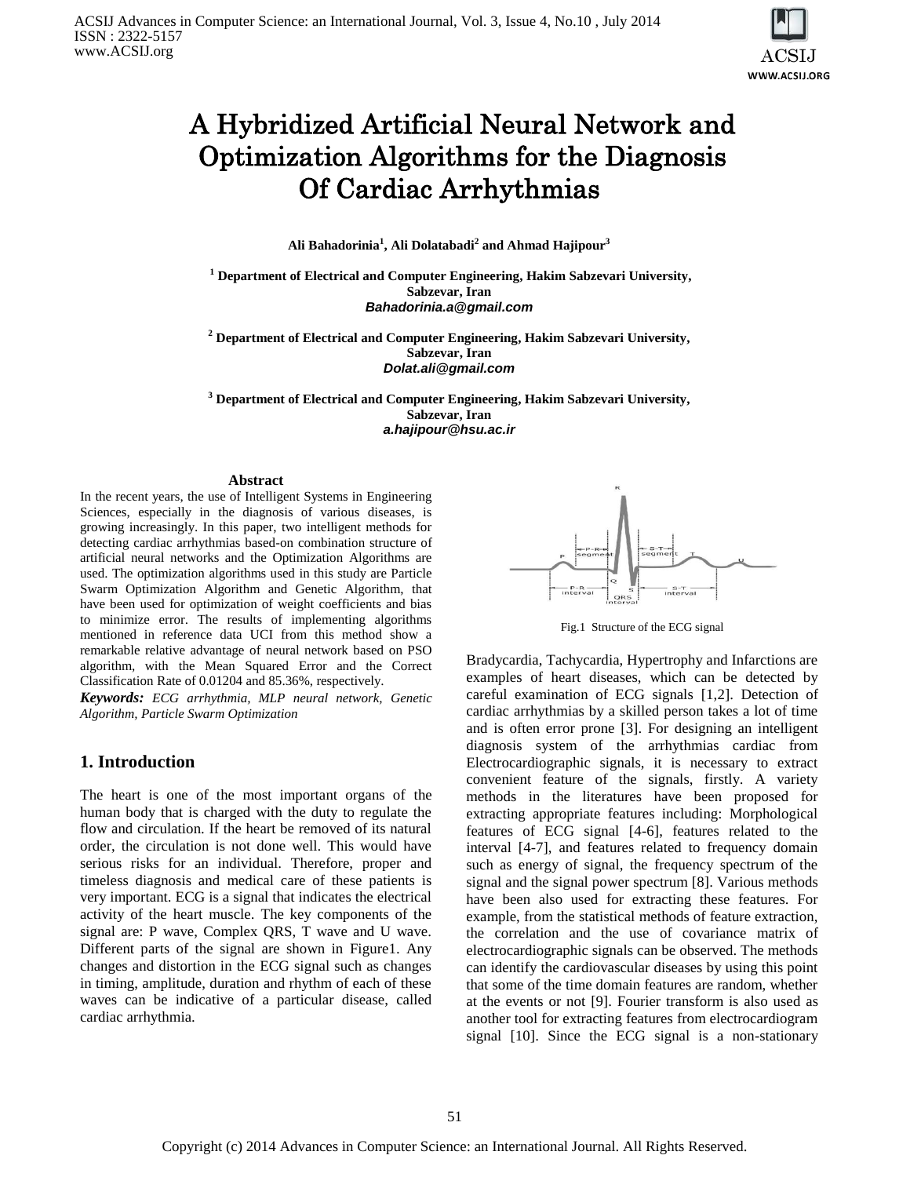# A Hybridized Artificial Neural Network and Optimization Algorithms for the Diagnosis Of Cardiac Arrhythmias

**Ali Bahadorinia[1], Ali Dolatabadi[2] and Ahmad Hajipour[3]**

[1] **Department of Electrical and Computer Engineering, Hakim Sabzevari University, Sabzevar, Iran**
***Bahadorinia.a@gmail.com***

[2] **Department of Electrical and Computer Engineering, Hakim Sabzevari University, Sabzevar, Iran**
***Dolat.ali@gmail.com***

[3] **Department of Electrical and Computer Engineering, Hakim Sabzevari University, Sabzevar, Iran**
***a.hajipour@hsu.ac.ir***

#### Abstract

In the recent years, the use of Intelligent Systems in Engineering Sciences, especially in the diagnosis of various diseases, is growing increasingly. In this paper, two intelligent methods for detecting cardiac arrhythmias based-on combination structure of artificial neural networks and the Optimization Algorithms are used. The optimization algorithms used in this study are Particle Swarm Optimization Algorithm and Genetic Algorithm, that have been used for optimization of weight coefficients and bias to minimize error. The results of implementing algorithms mentioned in reference data UCI from this method show a remarkable relative advantage of neural network based on PSO algorithm, with the Mean Squared Error and the Correct Classification Rate of 0.01204 and 85.36%, respectively.

***Keywords:*** *ECG arrhythmia, MLP neural network, Genetic Algorithm, Particle Swarm Optimization*

## 1. Introduction

The heart is one of the most important organs of the human body that is charged with the duty to regulate the flow and circulation. If the heart be removed of its natural order, the circulation is not done well. This would have serious risks for an individual. Therefore, proper and timeless diagnosis and medical care of these patients is very important. ECG is a signal that indicates the electrical activity of the heart muscle. The key components of the signal are: P wave, Complex QRS, T wave and U wave. Different parts of the signal are shown in Figure1. Any changes and distortion in the ECG signal such as changes in timing, amplitude, duration and rhythm of each of these waves can be indicative of a particular disease, called cardiac arrhythmia.

Fig.1 Structure of the ECG signal

Bradycardia, Tachycardia, Hypertrophy and Infarctions are examples of heart diseases, which can be detected by careful examination of ECG signals [1,2]. Detection of cardiac arrhythmias by a skilled person takes a lot of time and is often error prone [3]. For designing an intelligent diagnosis system of the arrhythmias cardiac from Electrocardiographic signals, it is necessary to extract convenient feature of the signals, firstly. A variety methods in the literatures have been proposed for extracting appropriate features including: Morphological features of ECG signal [4-6], features related to the interval [4-7], and features related to frequency domain such as energy of signal, the frequency spectrum of the signal and the signal power spectrum [8]. Various methods have been also used for extracting these features. For example, from the statistical methods of feature extraction, the correlation and the use of covariance matrix of electrocardiographic signals can be observed. The methods can identify the cardiovascular diseases by using this point that some of the time domain features are random, whether at the events or not [9]. Fourier transform is also used as another tool for extracting features from electrocardiogram signal [10]. Since the ECG signal is a non-stationary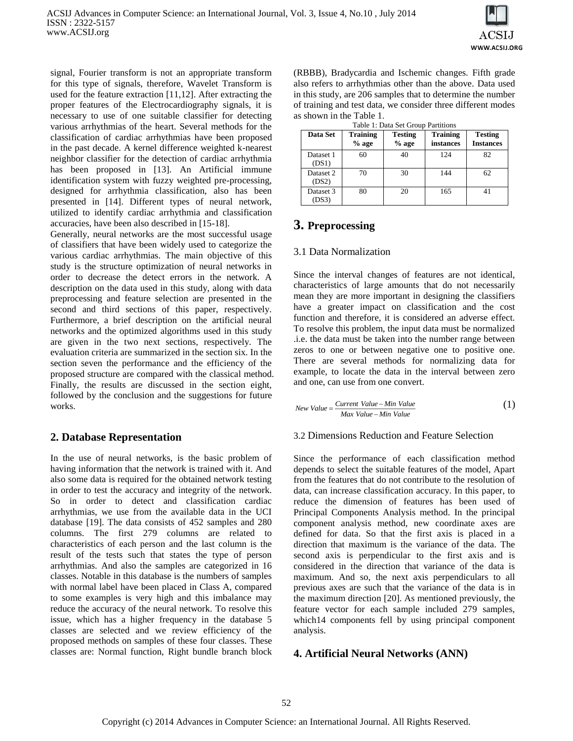signal, Fourier transform is not an appropriate transform for this type of signals, therefore, Wavelet Transform is used for the feature extraction [11,12]. After extracting the proper features of the Electrocardiography signals, it is necessary to use of one suitable classifier for detecting various arrhythmias of the heart. Several methods for the classification of cardiac arrhythmias have been proposed in the past decade. A kernel difference weighted k-nearest neighbor classifier for the detection of cardiac arrhythmia has been proposed in [13]. An Artificial immune identification system with fuzzy weighted pre-processing, designed for arrhythmia classification, also has been presented in [14]. Different types of neural network, utilized to identify cardiac arrhythmia and classification accuracies, have been also described in [15-18].

Generally, neural networks are the most successful usage of classifiers that have been widely used to categorize the various cardiac arrhythmias. The main objective of this study is the structure optimization of neural networks in order to decrease the detect errors in the network. A description on the data used in this study, along with data preprocessing and feature selection are presented in the second and third sections of this paper, respectively. Furthermore, a brief description on the artificial neural networks and the optimized algorithms used in this study are given in the two next sections, respectively. The evaluation criteria are summarized in the section six. In the section seven the performance and the efficiency of the proposed structure are compared with the classical method. Finally, the results are discussed in the section eight, followed by the conclusion and the suggestions for future works.

## 2. Database Representation

In the use of neural networks, is the basic problem of having information that the network is trained with it. And also some data is required for the obtained network testing in order to test the accuracy and integrity of the network. So in order to detect and classification cardiac arrhythmias, we use from the available data in the UCI database [19]. The data consists of 452 samples and 280 columns. The first 279 columns are related to characteristics of each person and the last column is the result of the tests such that states the type of person arrhythmias. And also the samples are categorized in 16 classes. Notable in this database is the numbers of samples with normal label have been placed in Class A, compared to some examples is very high and this imbalance may reduce the accuracy of the neural network. To resolve this issue, which has a higher frequency in the database 5 classes are selected and we review efficiency of the proposed methods on samples of these four classes. These classes are: Normal function, Right bundle branch block (RBBB), Bradycardia and Ischemic changes. Fifth grade also refers to arrhythmias other than the above. Data used in this study, are 206 samples that to determine the number of training and test data, we consider three different modes as shown in the Table 1.

Table 1: Data Set Group Partitions

| Data Set | Training % age | Testing % age | Training instances | Testing Instances |
|---|---|---|---|---|
| Dataset 1 (DS1) | 60 | 40 | 124 | 82 |
| Dataset 2 (DS2) | 70 | 30 | 144 | 62 |
| Dataset 3 (DS3) | 80 | 20 | 165 | 41 |

## 3. Preprocessing

### 3.1 Data Normalization

Since the interval changes of features are not identical, characteristics of large amounts that do not necessarily mean they are more important in designing the classifiers have a greater impact on classification and the cost function and therefore, it is considered an adverse effect. To resolve this problem, the input data must be normalized .i.e. the data must be taken into the number range between zeros to one or between negative one to positive one. There are several methods for normalizing data for example, to locate the data in the interval between zero and one, can use from one convert.

$$New\ Value = \frac{Current\ Value - Min\ Value}{Max\ Value - Min\ Value} \tag{1}$$

### 3.2 Dimensions Reduction and Feature Selection

Since the performance of each classification method depends to select the suitable features of the model, Apart from the features that do not contribute to the resolution of data, can increase classification accuracy. In this paper, to reduce the dimension of features has been used of Principal Components Analysis method. In the principal component analysis method, new coordinate axes are defined for data. So that the first axis is placed in a direction that maximum is the variance of the data. The second axis is perpendicular to the first axis and is considered in the direction that variance of the data is maximum. And so, the next axis perpendiculars to all previous axes are such that the variance of the data is in the maximum direction [20]. As mentioned previously, the feature vector for each sample included 279 samples, which14 components fell by using principal component analysis.

## 4. Artificial Neural Networks (ANN)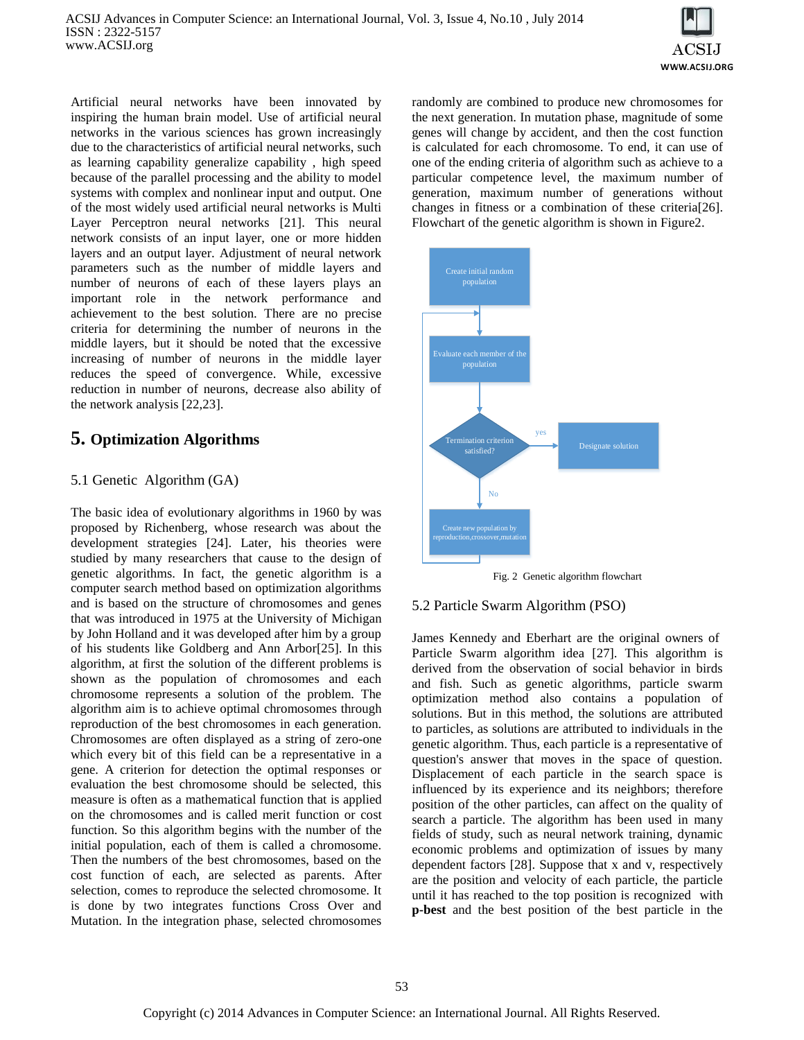Artificial neural networks have been innovated by inspiring the human brain model. Use of artificial neural networks in the various sciences has grown increasingly due to the characteristics of artificial neural networks, such as learning capability generalize capability , high speed because of the parallel processing and the ability to model systems with complex and nonlinear input and output. One of the most widely used artificial neural networks is Multi Layer Perceptron neural networks [21]. This neural network consists of an input layer, one or more hidden layers and an output layer. Adjustment of neural network parameters such as the number of middle layers and number of neurons of each of these layers plays an important role in the network performance and achievement to the best solution. There are no precise criteria for determining the number of neurons in the middle layers, but it should be noted that the excessive increasing of number of neurons in the middle layer reduces the speed of convergence. While, excessive reduction in number of neurons, decrease also ability of the network analysis [22,23].

# 5. Optimization Algorithms

## 5.1 Genetic Algorithm (GA)

The basic idea of evolutionary algorithms in 1960 by was proposed by Richenberg, whose research was about the development strategies [24]. Later, his theories were studied by many researchers that cause to the design of genetic algorithms. In fact, the genetic algorithm is a computer search method based on optimization algorithms and is based on the structure of chromosomes and genes that was introduced in 1975 at the University of Michigan by John Holland and it was developed after him by a group of his students like Goldberg and Ann Arbor[25]. In this algorithm, at first the solution of the different problems is shown as the population of chromosomes and each chromosome represents a solution of the problem. The algorithm aim is to achieve optimal chromosomes through reproduction of the best chromosomes in each generation. Chromosomes are often displayed as a string of zero-one which every bit of this field can be a representative in a gene. A criterion for detection the optimal responses or evaluation the best chromosome should be selected, this measure is often as a mathematical function that is applied on the chromosomes and is called merit function or cost function. So this algorithm begins with the number of the initial population, each of them is called a chromosome. Then the numbers of the best chromosomes, based on the cost function of each, are selected as parents. After selection, comes to reproduce the selected chromosome. It is done by two integrates functions Cross Over and Mutation. In the integration phase, selected chromosomes randomly are combined to produce new chromosomes for the next generation. In mutation phase, magnitude of some genes will change by accident, and then the cost function is calculated for each chromosome. To end, it can use of one of the ending criteria of algorithm such as achieve to a particular competence level, the maximum number of generation, maximum number of generations without changes in fitness or a combination of these criteria[26]. Flowchart of the genetic algorithm is shown in Figure2.

Create initial random population

Evaluate each member of the population

Termination criterion satisfied?

yes

Designate solution

No

Create new population by reproduction,crossover,mutation

Fig. 2 Genetic algorithm flowchart

## 5.2 Particle Swarm Algorithm (PSO)

James Kennedy and Eberhart are the original owners of Particle Swarm algorithm idea [27]. This algorithm is derived from the observation of social behavior in birds and fish. Such as genetic algorithms, particle swarm optimization method also contains a population of solutions. But in this method, the solutions are attributed to particles, as solutions are attributed to individuals in the genetic algorithm. Thus, each particle is a representative of question's answer that moves in the space of question. Displacement of each particle in the search space is influenced by its experience and its neighbors; therefore position of the other particles, can affect on the quality of search a particle. The algorithm has been used in many fields of study, such as neural network training, dynamic economic problems and optimization of issues by many dependent factors [28]. Suppose that x and v, respectively are the position and velocity of each particle, the particle until it has reached to the top position is recognized with **p-best** and the best position of the best particle in the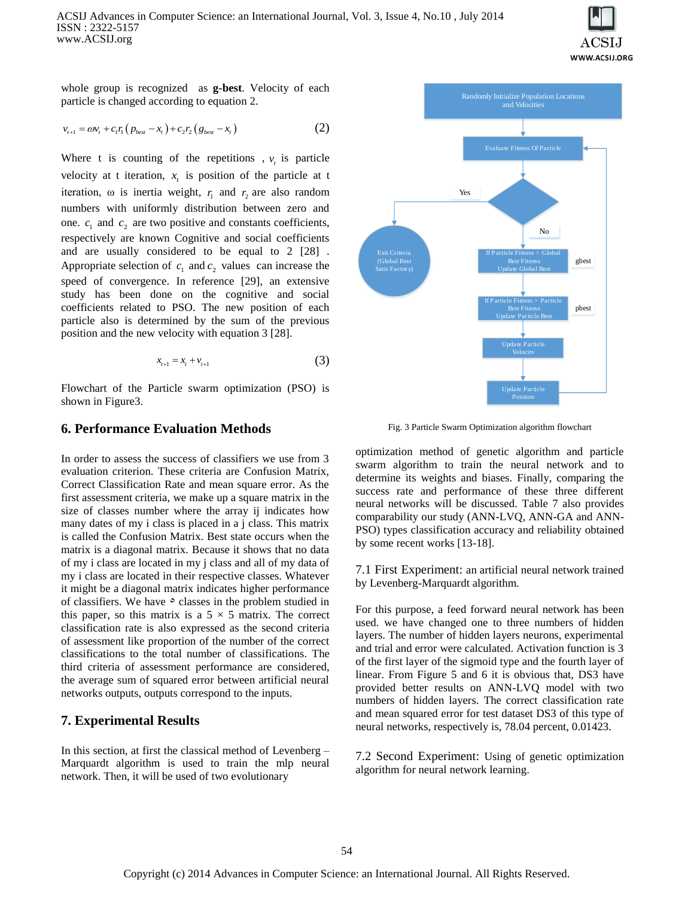whole group is recognized as **g-best**. Velocity of each particle is changed according to equation 2.

$$v_{t+1} = \omega v_t + c_1 r_1 (p_{best} - x_t) + c_2 r_2 (g_{best} - x_t) \quad (2)$$

Where t is counting of the repetitions , $v_t$ is particle velocity at t iteration, $x_t$ is position of the particle at t iteration, ω is inertia weight, $r_1$ and $r_2$ are also random numbers with uniformly distribution between zero and one. $c_1$ and $c_2$ are two positive and constants coefficients, respectively are known Cognitive and social coefficients and are usually considered to be equal to 2 [28] . Appropriate selection of $c_1$ and $c_2$ values can increase the speed of convergence. In reference [29], an extensive study has been done on the cognitive and social coefficients related to PSO. The new position of each particle also is determined by the sum of the previous position and the new velocity with equation 3 [28].

$$x_{t+1} = x_t + v_{t+1} \quad (3)$$

Flowchart of the Particle swarm optimization (PSO) is shown in Figure3.

Fig. 3 Particle Swarm Optimization algorithm flowchart

## 6. Performance Evaluation Methods

In order to assess the success of classifiers we use from 3 evaluation criterion. These criteria are Confusion Matrix, Correct Classification Rate and mean square error. As the first assessment criteria, we make up a square matrix in the size of classes number where the array ij indicates how many dates of my i class is placed in a j class. This matrix is called the Confusion Matrix. Best state occurs when the matrix is a diagonal matrix. Because it shows that no data of my i class are located in my j class and all of my data of my i class are located in their respective classes. Whatever it might be a diagonal matrix indicates higher performance of classifiers. We have ᵒ classes in the problem studied in this paper, so this matrix is a 5 × 5 matrix. The correct classification rate is also expressed as the second criteria of assessment like proportion of the number of the correct classifications to the total number of classifications. The third criteria of assessment performance are considered, the average sum of squared error between artificial neural networks outputs, outputs correspond to the inputs.

## 7. Experimental Results

In this section, at first the classical method of Levenberg – Marquardt algorithm is used to train the mlp neural network. Then, it will be used of two evolutionary optimization method of genetic algorithm and particle swarm algorithm to train the neural network and to determine its weights and biases. Finally, comparing the success rate and performance of these three different neural networks will be discussed. Table 7 also provides comparability our study (ANN-LVQ, ANN-GA and ANN-PSO) types classification accuracy and reliability obtained by some recent works [13-18].

### 7.1 First Experiment: an artificial neural network trained by Levenberg-Marquardt algorithm.

For this purpose, a feed forward neural network has been used. we have changed one to three numbers of hidden layers. The number of hidden layers neurons, experimental and trial and error were calculated. Activation function is 3 of the first layer of the sigmoid type and the fourth layer of linear. From Figure 5 and 6 it is obvious that, DS3 have provided better results on ANN-LVQ model with two numbers of hidden layers. The correct classification rate and mean squared error for test dataset DS3 of this type of neural networks, respectively is, 78.04 percent, 0.01423.

### 7.2 Second Experiment: Using of genetic optimization algorithm for neural network learning.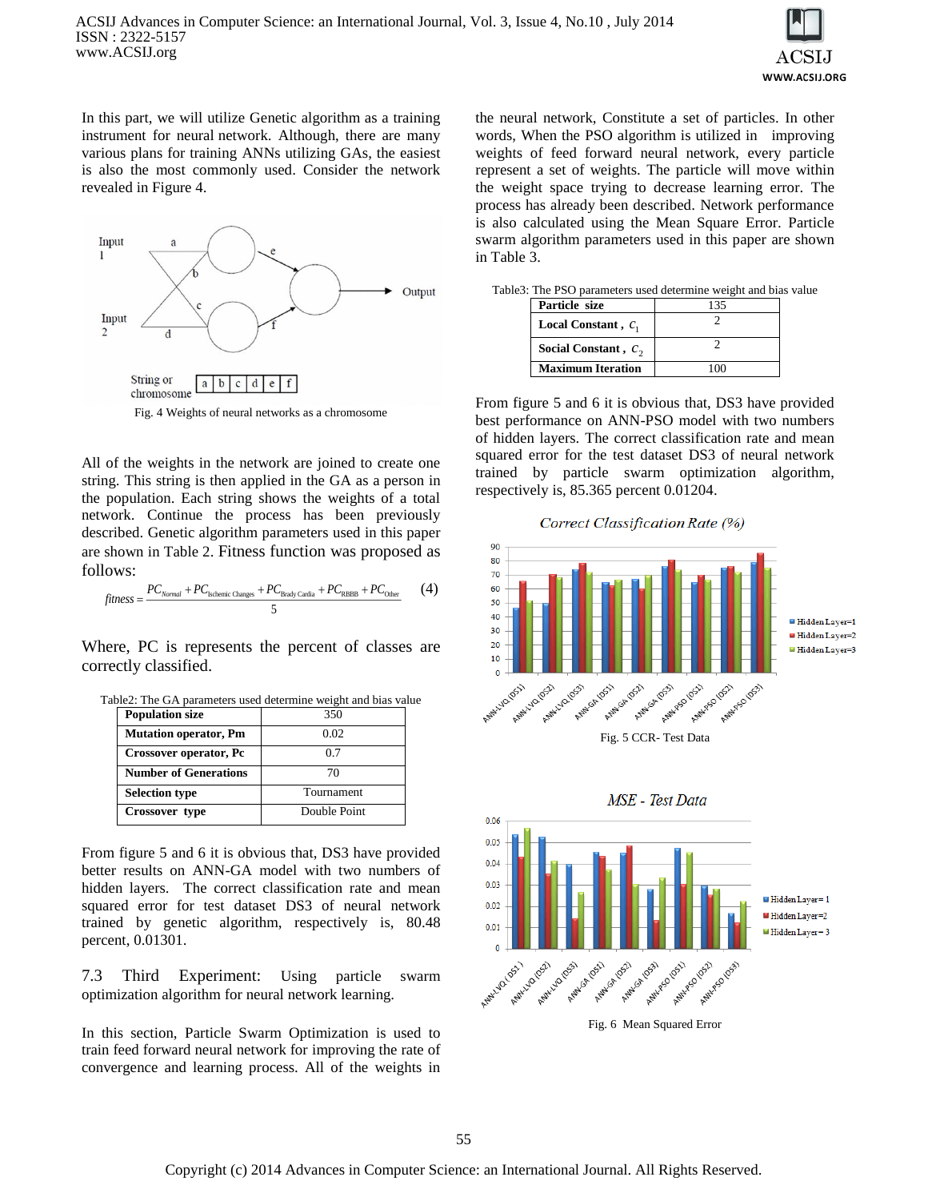In this part, we will utilize Genetic algorithm as a training instrument for neural network. Although, there are many various plans for training ANNs utilizing GAs, the easiest is also the most commonly used. Consider the network revealed in Figure 4.

Fig. 4 Weights of neural networks as a chromosome

All of the weights in the network are joined to create one string. This string is then applied in the GA as a person in the population. Each string shows the weights of a total network. Continue the process has been previously described. Genetic algorithm parameters used in this paper are shown in Table 2. Fitness function was proposed as follows:

$$fitness = \frac{PC_{Normal} + PC_{Ischemic\ Changes} + PC_{Brady\ Cardia} + PC_{RBBB} + PC_{Other}}{5} \quad (4)$$

Where, PC is represents the percent of classes are correctly classified.

Table2: The GA parameters used determine weight and bias value

| | |
|---|---|
| **Population size** | 350 |
| **Mutation operator, Pm** | 0.02 |
| **Crossover operator, Pc** | 0.7 |
| **Number of Generations** | 70 |
| **Selection type** | Tournament |
| **Crossover type** | Double Point |

From figure 5 and 6 it is obvious that, DS3 have provided better results on ANN-GA model with two numbers of hidden layers. The correct classification rate and mean squared error for test dataset DS3 of neural network trained by genetic algorithm, respectively is, 80.48 percent, 0.01301.

## 7.3 Third Experiment: Using particle swarm optimization algorithm for neural network learning.

In this section, Particle Swarm Optimization is used to train feed forward neural network for improving the rate of convergence and learning process. All of the weights in the neural network, Constitute a set of particles. In other words, When the PSO algorithm is utilized in improving weights of feed forward neural network, every particle represent a set of weights. The particle will move within the weight space trying to decrease learning error. The process has already been described. Network performance is also calculated using the Mean Square Error. Particle swarm algorithm parameters used in this paper are shown in Table 3.

Table3: The PSO parameters used determine weight and bias value

| | |
|---|---|
| **Particle size** | 135 |
| **Local Constant, $c_1$** | 2 |
| **Social Constant, $c_2$** | 2 |
| **Maximum Iteration** | 100 |

From figure 5 and 6 it is obvious that, DS3 have provided best performance on ANN-PSO model with two numbers of hidden layers. The correct classification rate and mean squared error for the test dataset DS3 of neural network trained by particle swarm optimization algorithm, respectively is, 85.365 percent 0.01204.

Fig. 5 CCR- Test Data

Fig. 6 Mean Squared Error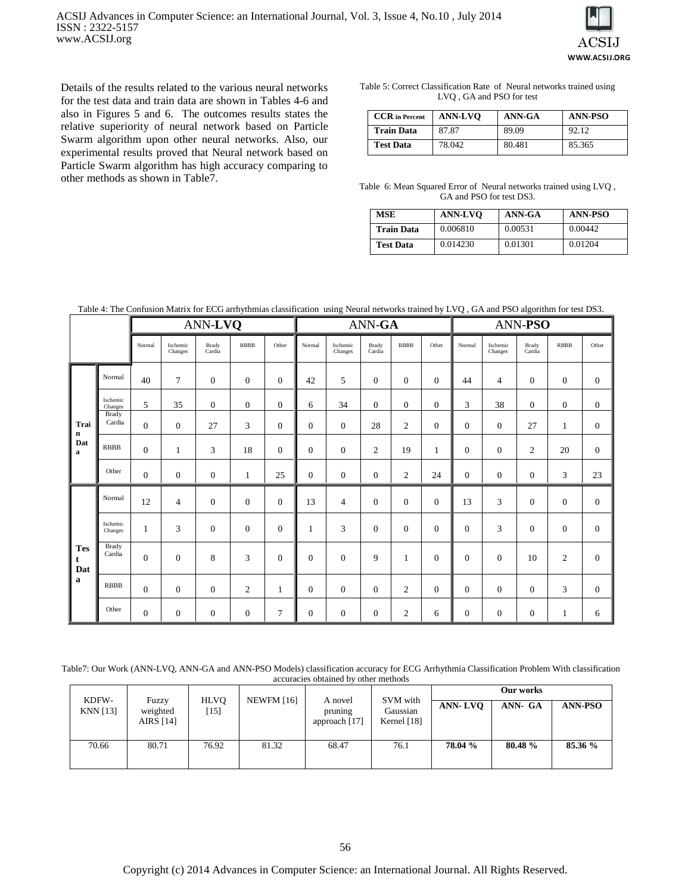Details of the results related to the various neural networks for the test data and train data are shown in Tables 4-6 and also in Figures 5 and 6. The outcomes results states the relative superiority of neural network based on Particle Swarm algorithm upon other neural networks. Also, our experimental results proved that Neural network based on Particle Swarm algorithm has high accuracy comparing to other methods as shown in Table7.

Table 5: Correct Classification Rate of Neural networks trained using LVQ , GA and PSO for test

| CCR in Percent | ANN-LVQ | ANN-GA | ANN-PSO |
|---|---|---|---|
| Train Data | 87.87 | 89.09 | 92.12 |
| Test Data | 78.042 | 80.481 | 85.365 |

Table 6: Mean Squared Error of Neural networks trained using LVQ , GA and PSO for test DS3.

| MSE | ANN-LVQ | ANN-GA | ANN-PSO |
|---|---|---|---|
| Train Data | 0.006810 | 0.00531 | 0.00442 |
| Test Data | 0.014230 | 0.01301 | 0.01204 |

Table 4: The Confusion Matrix for ECG arrhythmias classification using Neural networks trained by LVQ , GA and PSO algorithm for test DS3.

| | | ANN-**LVQ** | | | | | ANN-**GA** | | | | | ANN-**PSO** | | | | |
|---|---|---|---|---|---|---|---|---|---|---|---|---|---|---|---|---|
| | | Normal | Ischemic Changes | Brady Cardia | RBBB | Other | Normal | Ischemic Changes | Brady Cardia | RBBB | Other | Normal | Ischemic Changes | Brady Cardia | RBBB | Other |
| **Train Data** | Normal | 40 | 7 | 0 | 0 | 0 | 42 | 5 | 0 | 0 | 0 | 44 | 4 | 0 | 0 | 0 |
| | Ischemic Changes | 5 | 35 | 0 | 0 | 0 | 6 | 34 | 0 | 0 | 0 | 3 | 38 | 0 | 0 | 0 |
| | Brady Cardia | 0 | 0 | 27 | 3 | 0 | 0 | 0 | 28 | 2 | 0 | 0 | 0 | 27 | 1 | 0 |
| | RBBB | 0 | 1 | 3 | 18 | 0 | 0 | 0 | 2 | 19 | 1 | 0 | 0 | 2 | 20 | 0 |
| | Other | 0 | 0 | 0 | 1 | 25 | 0 | 0 | 0 | 2 | 24 | 0 | 0 | 0 | 3 | 23 |
| **Test Data** | Normal | 12 | 4 | 0 | 0 | 0 | 13 | 4 | 0 | 0 | 0 | 13 | 3 | 0 | 0 | 0 |
| | Ischemic Changes | 1 | 3 | 0 | 0 | 0 | 1 | 3 | 0 | 0 | 0 | 0 | 3 | 0 | 0 | 0 |
| | Brady Cardia | 0 | 0 | 8 | 3 | 0 | 0 | 0 | 9 | 1 | 0 | 0 | 0 | 10 | 2 | 0 |
| | RBBB | 0 | 0 | 0 | 2 | 1 | 0 | 0 | 0 | 2 | 0 | 0 | 0 | 0 | 3 | 0 |
| | Other | 0 | 0 | 0 | 0 | 7 | 0 | 0 | 0 | 2 | 6 | 0 | 0 | 0 | 1 | 6 |

Table7: Our Work (ANN-LVQ, ANN-GA and ANN-PSO Models) classification accuracy for ECG Arrhythmia Classification Problem With classification accuracies obtained by other methods

| KDFW-KNN [13] | Fuzzy weighted AIRS [14] | HLVQ [15] | NEWFM [16] | A novel pruning approach [17] | SVM with Gaussian Kernel [18] | **Our works** | | |
|---|---|---|---|---|---|---|---|---|
| | | | | | | **ANN- LVQ** | **ANN- GA** | **ANN-PSO** |
| 70.66 | 80.71 | 76.92 | 81.32 | 68.47 | 76.1 | **78.04 %** | **80.48 %** | **85.36 %** |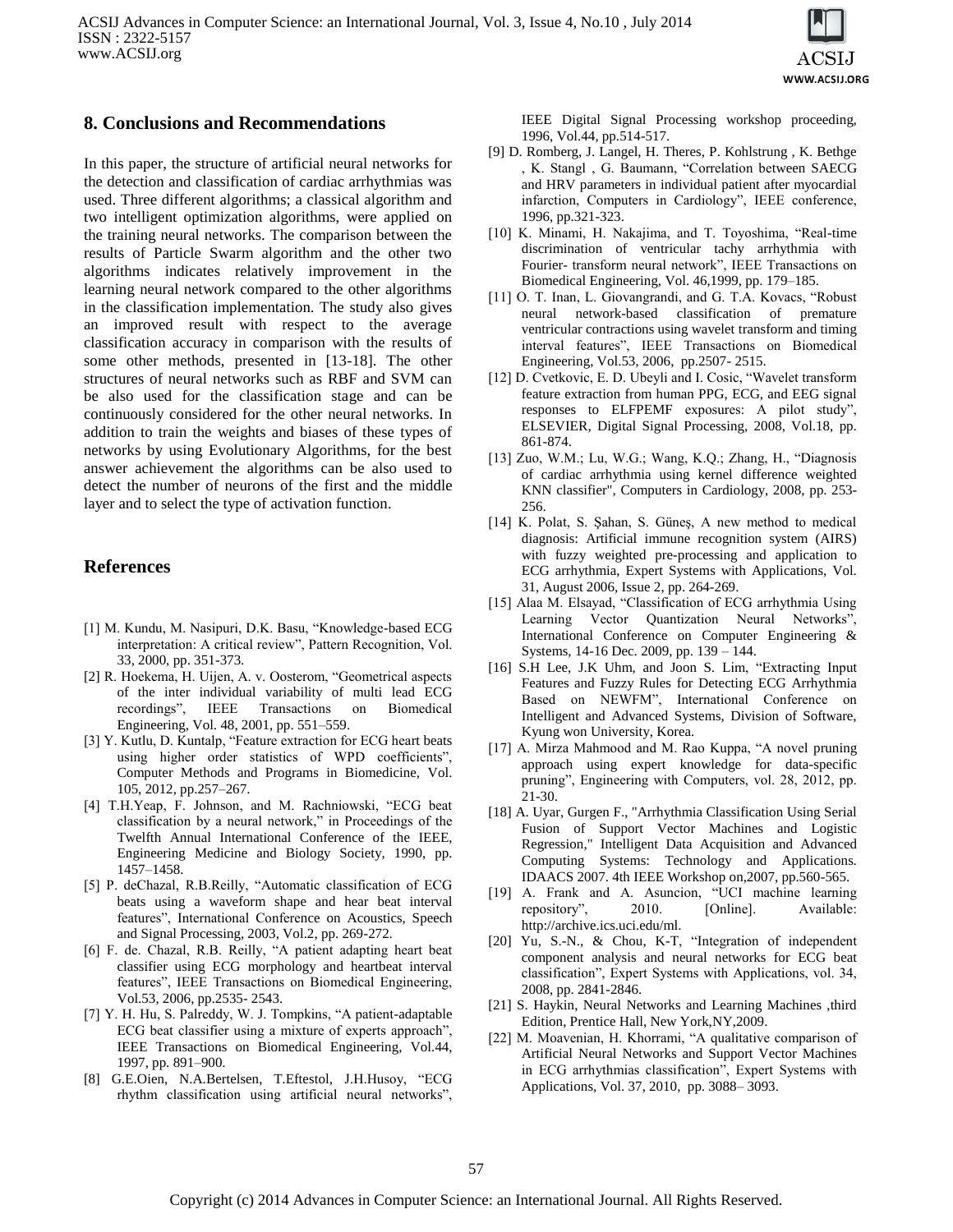## 8. Conclusions and Recommendations

In this paper, the structure of artificial neural networks for the detection and classification of cardiac arrhythmias was used. Three different algorithms; a classical algorithm and two intelligent optimization algorithms, were applied on the training neural networks. The comparison between the results of Particle Swarm algorithm and the other two algorithms indicates relatively improvement in the learning neural network compared to the other algorithms in the classification implementation. The study also gives an improved result with respect to the average classification accuracy in comparison with the results of some other methods, presented in [13-18]. The other structures of neural networks such as RBF and SVM can be also used for the classification stage and can be continuously considered for the other neural networks. In addition to train the weights and biases of these types of networks by using Evolutionary Algorithms, for the best answer achievement the algorithms can be also used to detect the number of neurons of the first and the middle layer and to select the type of activation function.

## References

[1] M. Kundu, M. Nasipuri, D.K. Basu, "Knowledge-based ECG interpretation: A critical review", Pattern Recognition, Vol. 33, 2000, pp. 351-373.

[2] R. Hoekema, H. Uijen, A. v. Oosterom, "Geometrical aspects of the inter individual variability of multi lead ECG recordings", IEEE Transactions on Biomedical Engineering, Vol. 48, 2001, pp. 551–559.

[3] Y. Kutlu, D. Kuntalp, "Feature extraction for ECG heart beats using higher order statistics of WPD coefficients", Computer Methods and Programs in Biomedicine, Vol. 105, 2012, pp.257–267.

[4] T.H.Yeap, F. Johnson, and M. Rachniowski, "ECG beat classification by a neural network," in Proceedings of the Twelfth Annual International Conference of the IEEE, Engineering Medicine and Biology Society, 1990, pp. 1457–1458.

[5] P. deChazal, R.B.Reilly, "Automatic classification of ECG beats using a waveform shape and hear beat interval features", International Conference on Acoustics, Speech and Signal Processing, 2003, Vol.2, pp. 269-272.

[6] F. de. Chazal, R.B. Reilly, "A patient adapting heart beat classifier using ECG morphology and heartbeat interval features", IEEE Transactions on Biomedical Engineering, Vol.53, 2006, pp.2535- 2543.

[7] Y. H. Hu, S. Palreddy, W. J. Tompkins, "A patient-adaptable ECG beat classifier using a mixture of experts approach", IEEE Transactions on Biomedical Engineering, Vol.44, 1997, pp. 891–900.

[8] G.E.Oien, N.A.Bertelsen, T.Eftestol, J.H.Husoy, "ECG rhythm classification using artificial neural networks", IEEE Digital Signal Processing workshop proceeding, 1996, Vol.44, pp.514-517.

[9] D. Romberg, J. Langel, H. Theres, P. Kohlstrung , K. Bethge , K. Stangl , G. Baumann, "Correlation between SAECG and HRV parameters in individual patient after myocardial infarction, Computers in Cardiology", IEEE conference, 1996, pp.321-323.

[10] K. Minami, H. Nakajima, and T. Toyoshima, "Real-time discrimination of ventricular tachy arrhythmia with Fourier- transform neural network", IEEE Transactions on Biomedical Engineering, Vol. 46,1999, pp. 179–185.

[11] O. T. Inan, L. Giovangrandi, and G. T.A. Kovacs, "Robust neural network-based classification of premature ventricular contractions using wavelet transform and timing interval features", IEEE Transactions on Biomedical Engineering, Vol.53, 2006, pp.2507- 2515.

[12] D. Cvetkovic, E. D. Ubeyli and I. Cosic, "Wavelet transform feature extraction from human PPG, ECG, and EEG signal responses to ELFPEMF exposures: A pilot study", ELSEVIER, Digital Signal Processing, 2008, Vol.18, pp. 861-874.

[13] Zuo, W.M.; Lu, W.G.; Wang, K.Q.; Zhang, H., "Diagnosis of cardiac arrhythmia using kernel difference weighted KNN classifier", Computers in Cardiology, 2008, pp. 253-256.

[14] K. Polat, S. Şahan, S. Güneş, A new method to medical diagnosis: Artificial immune recognition system (AIRS) with fuzzy weighted pre-processing and application to ECG arrhythmia, Expert Systems with Applications, Vol. 31, August 2006, Issue 2, pp. 264-269.

[15] Alaa M. Elsayad, "Classification of ECG arrhythmia Using Learning Vector Quantization Neural Networks", International Conference on Computer Engineering & Systems, 14-16 Dec. 2009, pp. 139 – 144.

[16] S.H Lee, J.K Uhm, and Joon S. Lim, "Extracting Input Features and Fuzzy Rules for Detecting ECG Arrhythmia Based on NEWFM", International Conference on Intelligent and Advanced Systems, Division of Software, Kyung won University, Korea.

[17] A. Mirza Mahmood and M. Rao Kuppa, "A novel pruning approach using expert knowledge for data-specific pruning", Engineering with Computers, vol. 28, 2012, pp. 21-30.

[18] A. Uyar, Gurgen F., "Arrhythmia Classification Using Serial Fusion of Support Vector Machines and Logistic Regression," Intelligent Data Acquisition and Advanced Computing Systems: Technology and Applications. IDAACS 2007. 4th IEEE Workshop on,2007, pp.560-565.

[19] A. Frank and A. Asuncion, "UCI machine learning repository", 2010. [Online]. Available: http://archive.ics.uci.edu/ml.

[20] Yu, S.-N., & Chou, K-T, "Integration of independent component analysis and neural networks for ECG beat classification", Expert Systems with Applications, vol. 34, 2008, pp. 2841-2846.

[21] S. Haykin, Neural Networks and Learning Machines ,third Edition, Prentice Hall, New York,NY,2009.

[22] M. Moavenian, H. Khorrami, "A qualitative comparison of Artificial Neural Networks and Support Vector Machines in ECG arrhythmias classification", Expert Systems with Applications, Vol. 37, 2010, pp. 3088– 3093.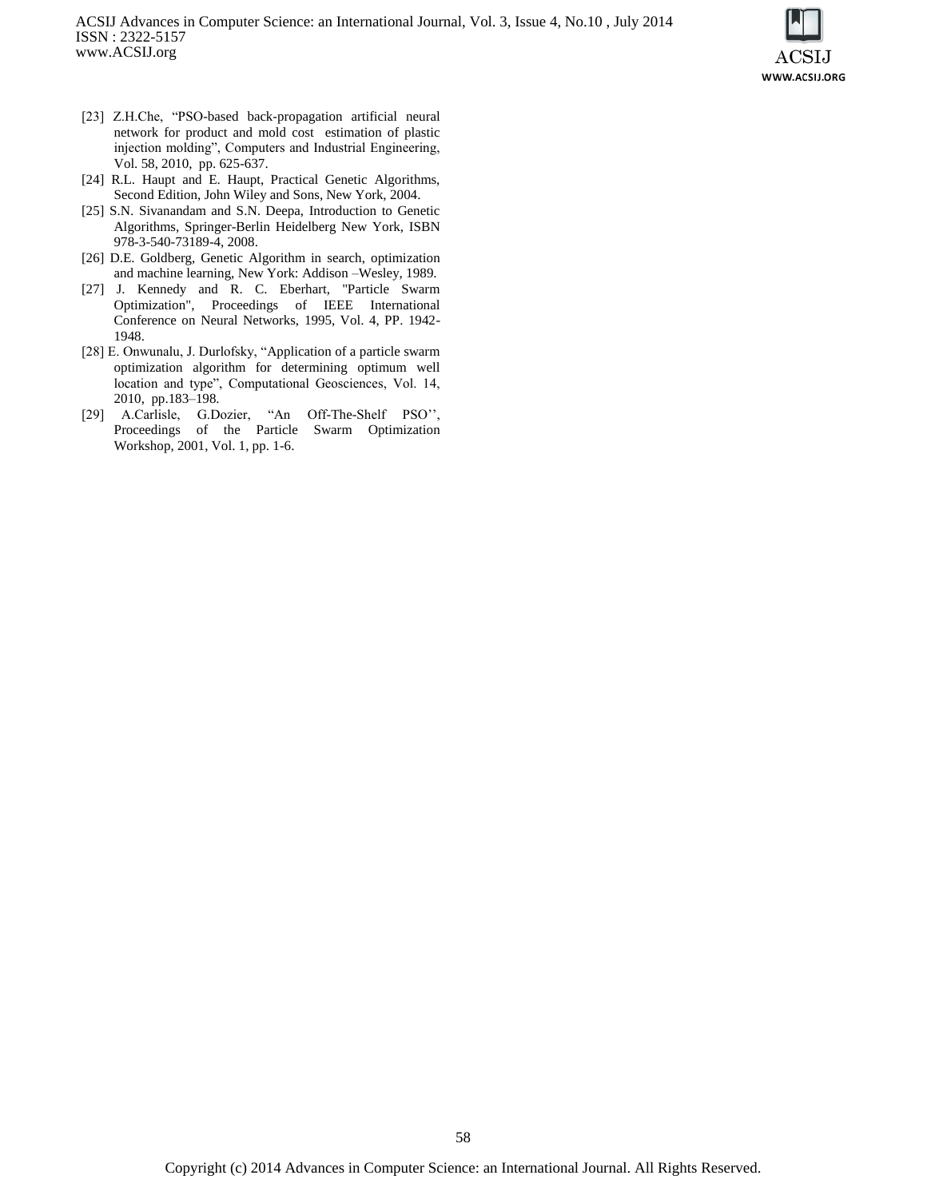[23] Z.H.Che, “PSO-based back-propagation artificial neural network for product and mold cost estimation of plastic injection molding”, Computers and Industrial Engineering, Vol. 58, 2010, pp. 625-637.

[24] R.L. Haupt and E. Haupt, Practical Genetic Algorithms, Second Edition, John Wiley and Sons, New York, 2004.

[25] S.N. Sivanandam and S.N. Deepa, Introduction to Genetic Algorithms, Springer-Berlin Heidelberg New York, ISBN 978-3-540-73189-4, 2008.

[26] D.E. Goldberg, Genetic Algorithm in search, optimization and machine learning, New York: Addison –Wesley, 1989.

[27] J. Kennedy and R. C. Eberhart, "Particle Swarm Optimization", Proceedings of IEEE International Conference on Neural Networks, 1995, Vol. 4, PP. 1942-1948.

[28] E. Onwunalu, J. Durlofsky, “Application of a particle swarm optimization algorithm for determining optimum well location and type”, Computational Geosciences, Vol. 14, 2010, pp.183–198.

[29] A.Carlisle, G.Dozier, “An Off-The-Shelf PSO’’, Proceedings of the Particle Swarm Optimization Workshop, 2001, Vol. 1, pp. 1-6.